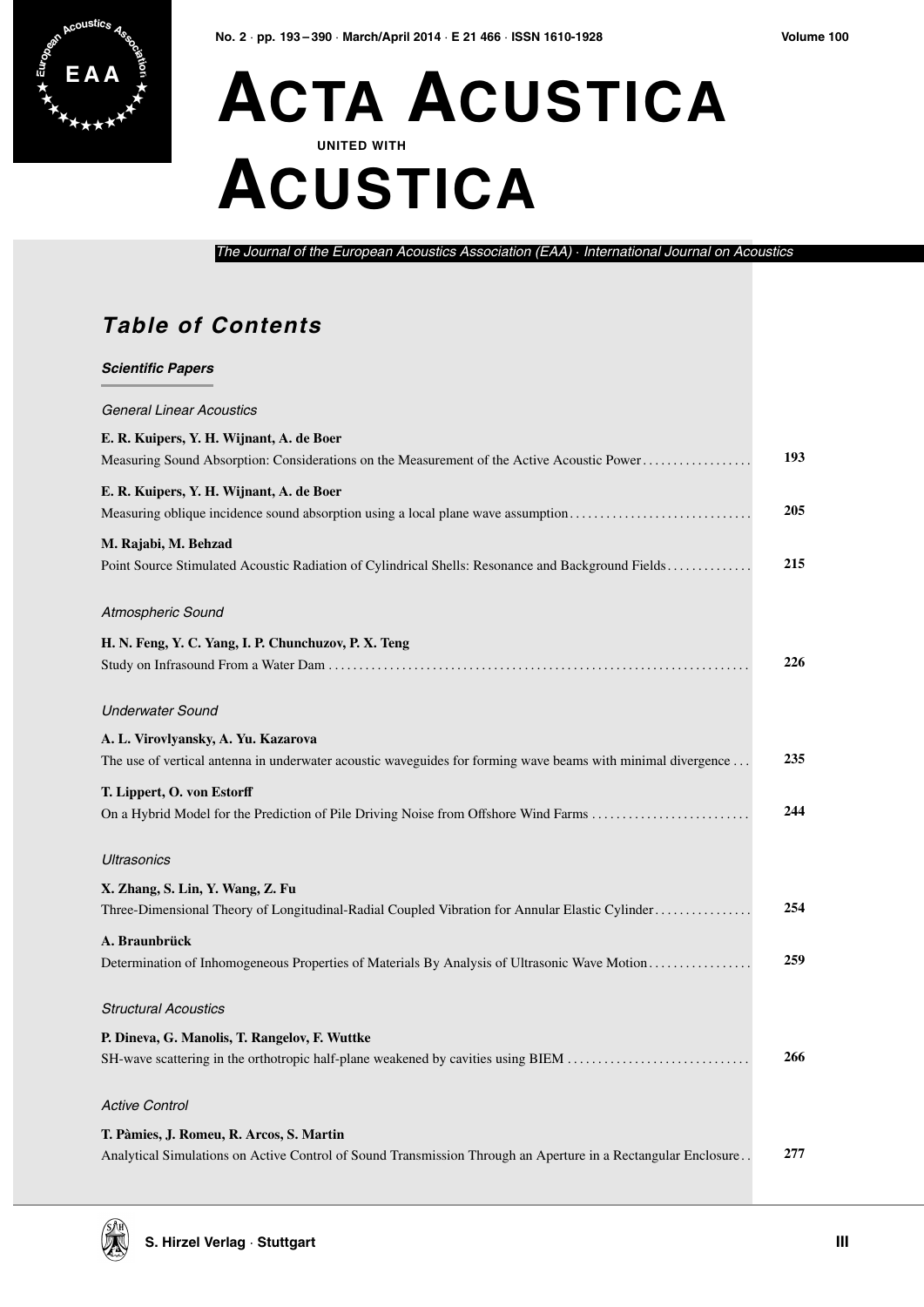# ACTA ACUSTICA UNITED WITH ACUSTICA

*The Journal of the European Acoustics Association (EAA) · International Journal on Acoustics*

## *Table of Contents*

### *Scientific Papers*

*General Linear Acoustics*

**E. R. Kuipers, Y. H. Wijnant, A. de Boer**
Measuring Sound Absorption: Considerations on the Measurement of the Active Acoustic Power ... **193**

**E. R. Kuipers, Y. H. Wijnant, A. de Boer**
Measuring oblique incidence sound absorption using a local plane wave assumption ... **205**

**M. Rajabi, M. Behzad**
Point Source Stimulated Acoustic Radiation of Cylindrical Shells: Resonance and Background Fields ... **215**

*Atmospheric Sound*

**H. N. Feng, Y. C. Yang, I. P. Chunchuzov, P. X. Teng**
Study on Infrasound From a Water Dam ... **226**

*Underwater Sound*

**A. L. Virovlyansky, A. Yu. Kazarova**
The use of vertical antenna in underwater acoustic waveguides for forming wave beams with minimal divergence ... **235**

**T. Lippert, O. von Estorff**
On a Hybrid Model for the Prediction of Pile Driving Noise from Offshore Wind Farms ... **244**

*Ultrasonics*

**X. Zhang, S. Lin, Y. Wang, Z. Fu**
Three-Dimensional Theory of Longitudinal-Radial Coupled Vibration for Annular Elastic Cylinder ... **254**

**A. Braunbrück**
Determination of Inhomogeneous Properties of Materials By Analysis of Ultrasonic Wave Motion ... **259**

*Structural Acoustics*

**P. Dineva, G. Manolis, T. Rangelov, F. Wuttke**
SH-wave scattering in the orthotropic half-plane weakened by cavities using BIEM ... **266**

*Active Control*

**T. Pàmies, J. Romeu, R. Arcos, S. Martin**
Analytical Simulations on Active Control of Sound Transmission Through an Aperture in a Rectangular Enclosure ... **277**

S. Hirzel Verlag · Stuttgart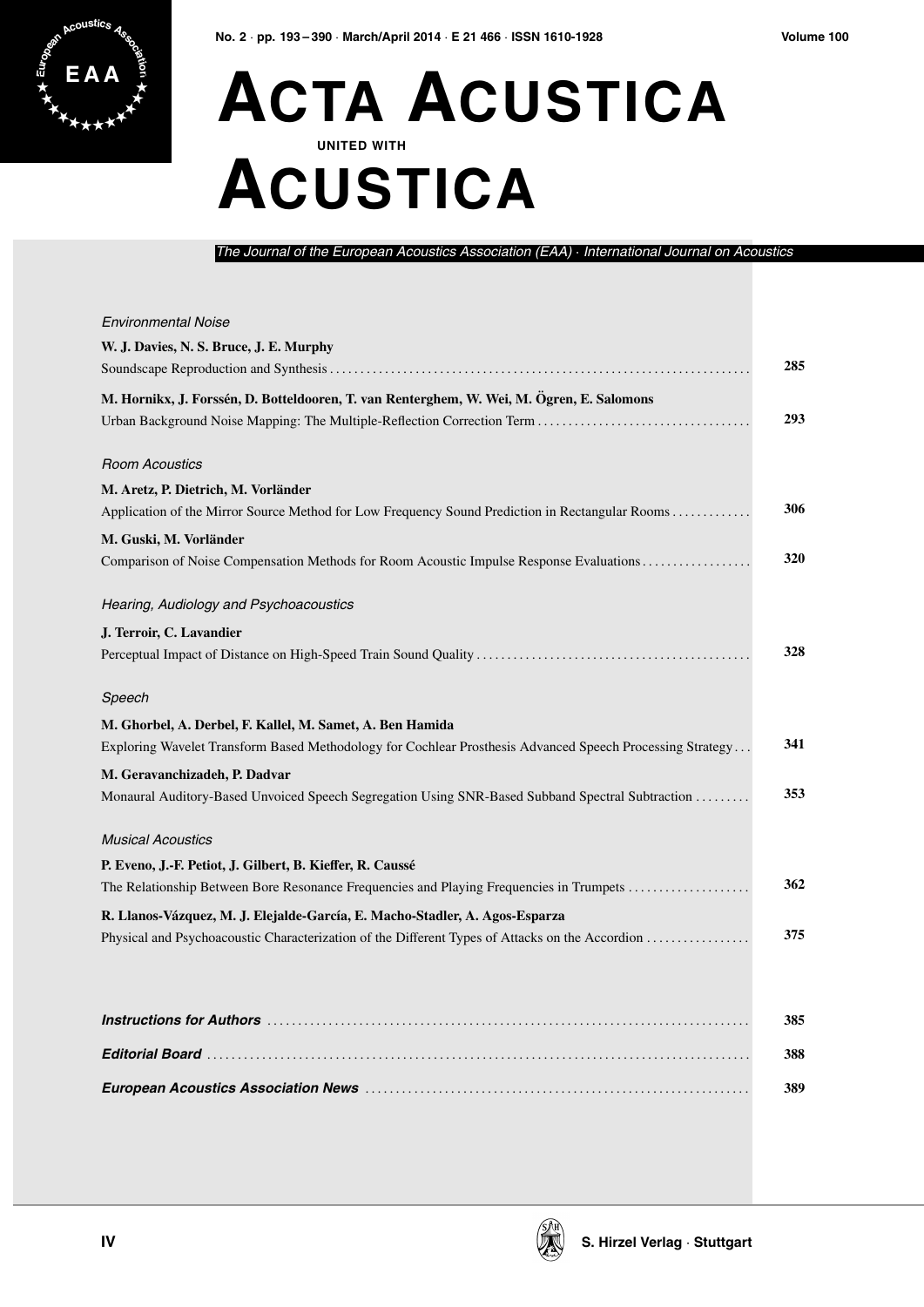# ACTA ACUSTICA UNITED WITH ACUSTICA

*The Journal of the European Acoustics Association (EAA) · International Journal on Acoustics*

*Environmental Noise*

**W. J. Davies, N. S. Bruce, J. E. Murphy**
Soundscape Reproduction and Synthesis ........ 285

**M. Hornikx, J. Forssén, D. Botteldooren, T. van Renterghem, W. Wei, M. Ögren, E. Salomons**
Urban Background Noise Mapping: The Multiple-Reflection Correction Term ........ 293

*Room Acoustics*

**M. Aretz, P. Dietrich, M. Vorländer**
Application of the Mirror Source Method for Low Frequency Sound Prediction in Rectangular Rooms ........ 306

**M. Guski, M. Vorländer**
Comparison of Noise Compensation Methods for Room Acoustic Impulse Response Evaluations ........ 320

*Hearing, Audiology and Psychoacoustics*

**J. Terroir, C. Lavandier**
Perceptual Impact of Distance on High-Speed Train Sound Quality ........ 328

*Speech*

**M. Ghorbel, A. Derbel, F. Kallel, M. Samet, A. Ben Hamida**
Exploring Wavelet Transform Based Methodology for Cochlear Prosthesis Advanced Speech Processing Strategy ........ 341

**M. Geravanchizadeh, P. Dadvar**
Monaural Auditory-Based Unvoiced Speech Segregation Using SNR-Based Subband Spectral Subtraction ........ 353

*Musical Acoustics*

**P. Eveno, J.-F. Petiot, J. Gilbert, B. Kieffer, R. Caussé**
The Relationship Between Bore Resonance Frequencies and Playing Frequencies in Trumpets ........ 362

**R. Llanos-Vázquez, M. J. Elejalde-García, E. Macho-Stadler, A. Agos-Esparza**
Physical and Psychoacoustic Characterization of the Different Types of Attacks on the Accordion ........ 375

***Instructions for Authors*** ........ 385

***Editorial Board*** ........ 388

***European Acoustics Association News*** ........ 389

**S. Hirzel Verlag · Stuttgart**